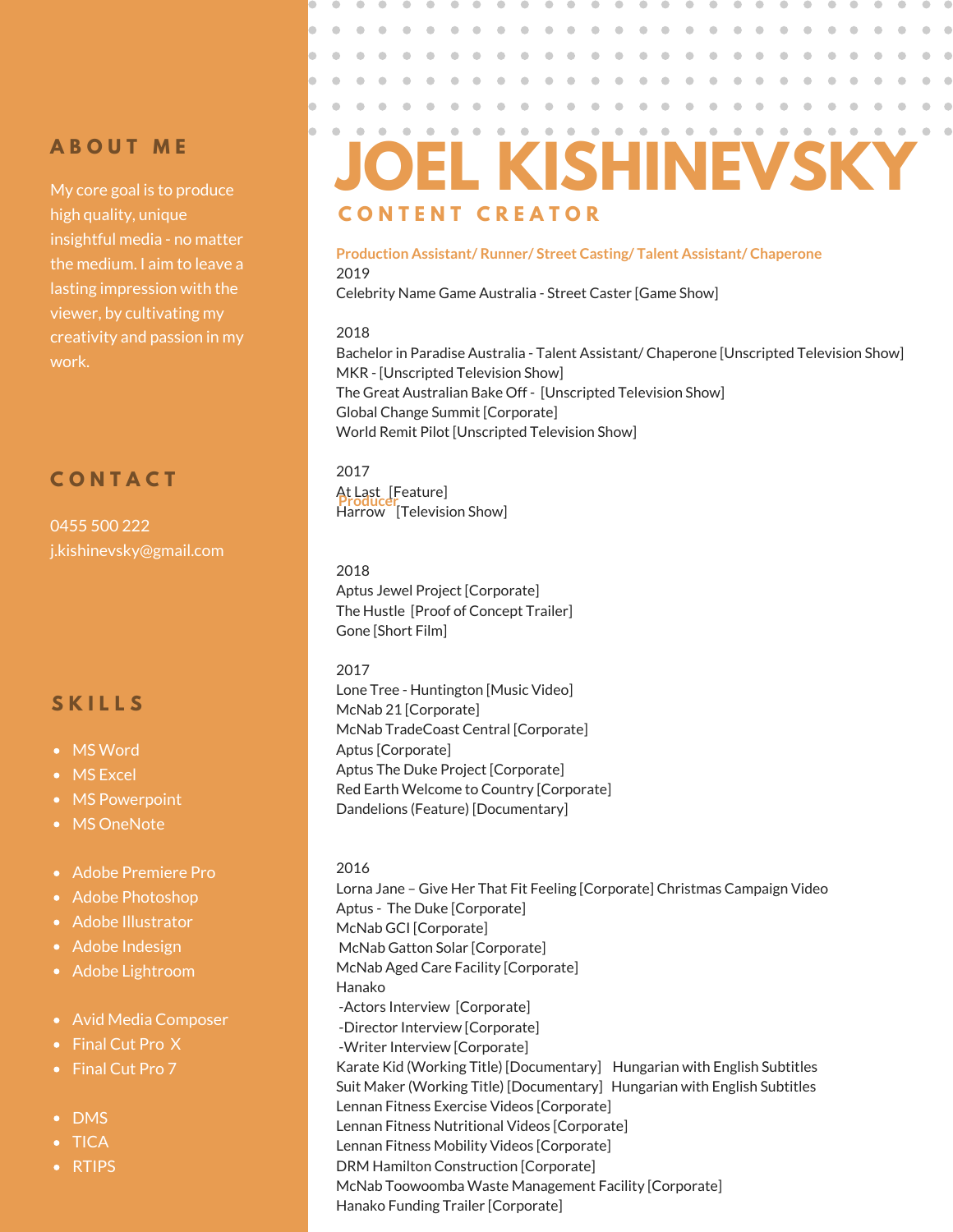# JOEL KISHINEVSKY

## CONTENT CREATOR

## ABOUT ME

My core goal is to produce high quality, unique insightful media - no matter the medium. I aim to leave a lasting impression with the viewer, by cultivating my creativity and passion in my work.

## CONTACT

0455 500 222
j.kishinevsky@gmail.com

## SKILLS

- MS Word
- MS Excel
- MS Powerpoint
- MS OneNote

- Adobe Premiere Pro
- Adobe Photoshop
- Adobe Illustrator
- Adobe Indesign
- Adobe Lightroom

- Avid Media Composer
- Final Cut Pro X
- Final Cut Pro 7

- DMS
- TICA
- RTIPS

### Production Assistant/ Runner/ Street Casting/ Talent Assistant/ Chaperone

2019
Celebrity Name Game Australia - Street Caster [Game Show]

2018
Bachelor in Paradise Australia - Talent Assistant/ Chaperone [Unscripted Television Show]
MKR - [Unscripted Television Show]
The Great Australian Bake Off - [Unscripted Television Show]
Global Change Summit [Corporate]
World Remit Pilot [Unscripted Television Show]

2017
At Last [Feature]
Harrow [Television Show]

### Producer

2018
Aptus Jewel Project [Corporate]
The Hustle [Proof of Concept Trailer]
Gone [Short Film]

2017
Lone Tree - Huntington [Music Video]
McNab 21 [Corporate]
McNab TradeCoast Central [Corporate]
Aptus [Corporate]
Aptus The Duke Project [Corporate]
Red Earth Welcome to Country [Corporate]
Dandelions (Feature) [Documentary]

2016
Lorna Jane – Give Her That Fit Feeling [Corporate] Christmas Campaign Video
Aptus - The Duke [Corporate]
McNab GCI [Corporate]
McNab Gatton Solar [Corporate]
McNab Aged Care Facility [Corporate]
Hanako
-Actors Interview [Corporate]
-Director Interview [Corporate]
-Writer Interview [Corporate]
Karate Kid (Working Title) [Documentary] Hungarian with English Subtitles
Suit Maker (Working Title) [Documentary] Hungarian with English Subtitles
Lennan Fitness Exercise Videos [Corporate]
Lennan Fitness Nutritional Videos [Corporate]
Lennan Fitness Mobility Videos [Corporate]
DRM Hamilton Construction [Corporate]
McNab Toowoomba Waste Management Facility [Corporate]
Hanako Funding Trailer [Corporate]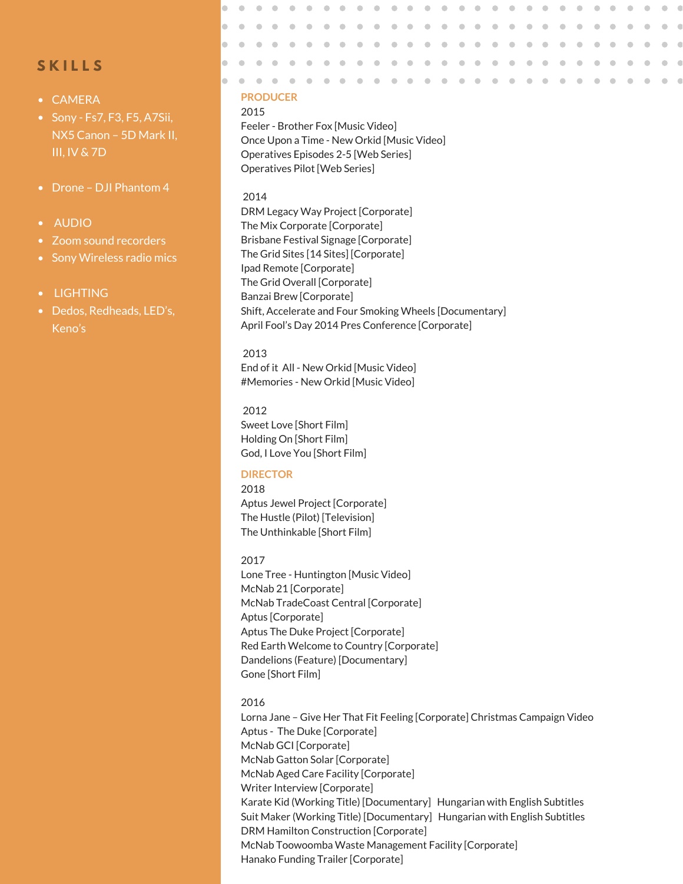## SKILLS

- CAMERA
- Sony - Fs7, F3, F5, A7Sii, NX5 Canon – 5D Mark II, III, IV & 7D

- Drone – DJI Phantom 4

- AUDIO
- Zoom sound recorders
- Sony Wireless radio mics

- LIGHTING
- Dedos, Redheads, LED's, Keno's

### PRODUCER

2015

Feeler - Brother Fox [Music Video]
Once Upon a Time - New Orkid [Music Video]
Operatives Episodes 2-5 [Web Series]
Operatives Pilot [Web Series]

2014

DRM Legacy Way Project [Corporate]
The Mix Corporate [Corporate]
Brisbane Festival Signage [Corporate]
The Grid Sites [14 Sites] [Corporate]
Ipad Remote [Corporate]
The Grid Overall [Corporate]
Banzai Brew [Corporate]
Shift, Accelerate and Four Smoking Wheels [Documentary]
April Fool's Day 2014 Pres Conference [Corporate]

2013

End of it All - New Orkid [Music Video]
#Memories - New Orkid [Music Video]

2012

Sweet Love [Short Film]
Holding On [Short Film]
God, I Love You [Short Film]

### DIRECTOR

2018

Aptus Jewel Project [Corporate]
The Hustle (Pilot) [Television]
The Unthinkable [Short Film]

2017

Lone Tree - Huntington [Music Video]
McNab 21 [Corporate]
McNab TradeCoast Central [Corporate]
Aptus [Corporate]
Aptus The Duke Project [Corporate]
Red Earth Welcome to Country [Corporate]
Dandelions (Feature) [Documentary]
Gone [Short Film]

2016

Lorna Jane – Give Her That Fit Feeling [Corporate] Christmas Campaign Video
Aptus - The Duke [Corporate]
McNab GCI [Corporate]
McNab Gatton Solar [Corporate]
McNab Aged Care Facility [Corporate]
Writer Interview [Corporate]
Karate Kid (Working Title) [Documentary] Hungarian with English Subtitles
Suit Maker (Working Title) [Documentary] Hungarian with English Subtitles
DRM Hamilton Construction [Corporate]
McNab Toowoomba Waste Management Facility [Corporate]
Hanako Funding Trailer [Corporate]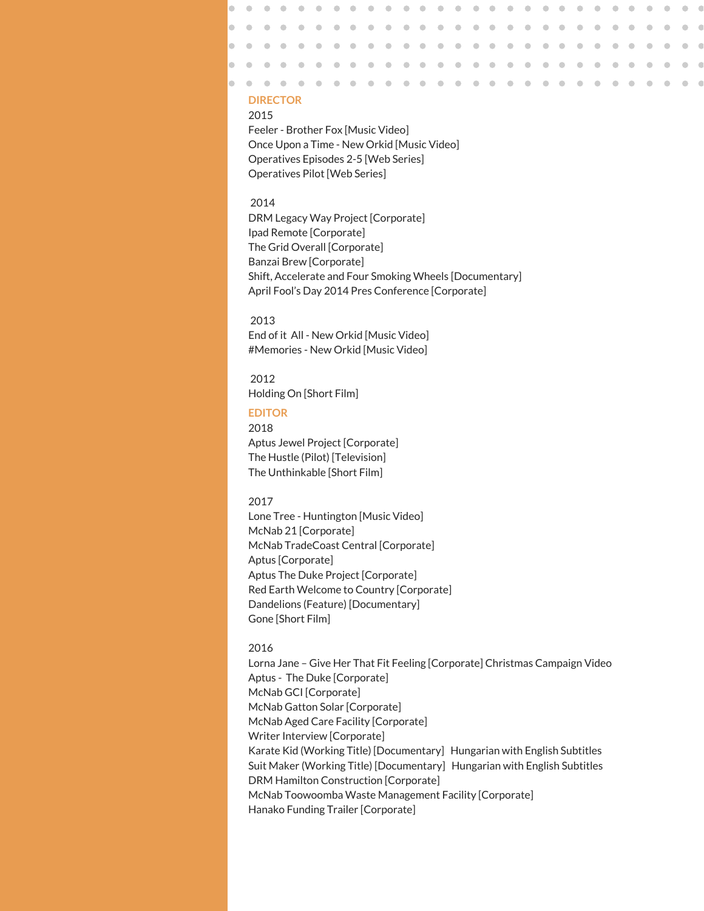## DIRECTOR

2015

Feeler - Brother Fox [Music Video]
Once Upon a Time - New Orkid [Music Video]
Operatives Episodes 2-5 [Web Series]
Operatives Pilot [Web Series]

2014

DRM Legacy Way Project [Corporate]
Ipad Remote [Corporate]
The Grid Overall [Corporate]
Banzai Brew [Corporate]
Shift, Accelerate and Four Smoking Wheels [Documentary]
April Fool's Day 2014 Pres Conference [Corporate]

2013

End of it All - New Orkid [Music Video]
#Memories - New Orkid [Music Video]

2012

Holding On [Short Film]

## EDITOR

2018

Aptus Jewel Project [Corporate]
The Hustle (Pilot) [Television]
The Unthinkable [Short Film]

2017

Lone Tree - Huntington [Music Video]
McNab 21 [Corporate]
McNab TradeCoast Central [Corporate]
Aptus [Corporate]
Aptus The Duke Project [Corporate]
Red Earth Welcome to Country [Corporate]
Dandelions (Feature) [Documentary]
Gone [Short Film]

2016

Lorna Jane – Give Her That Fit Feeling [Corporate] Christmas Campaign Video
Aptus - The Duke [Corporate]
McNab GCI [Corporate]
McNab Gatton Solar [Corporate]
McNab Aged Care Facility [Corporate]
Writer Interview [Corporate]
Karate Kid (Working Title) [Documentary] Hungarian with English Subtitles
Suit Maker (Working Title) [Documentary] Hungarian with English Subtitles
DRM Hamilton Construction [Corporate]
McNab Toowoomba Waste Management Facility [Corporate]
Hanako Funding Trailer [Corporate]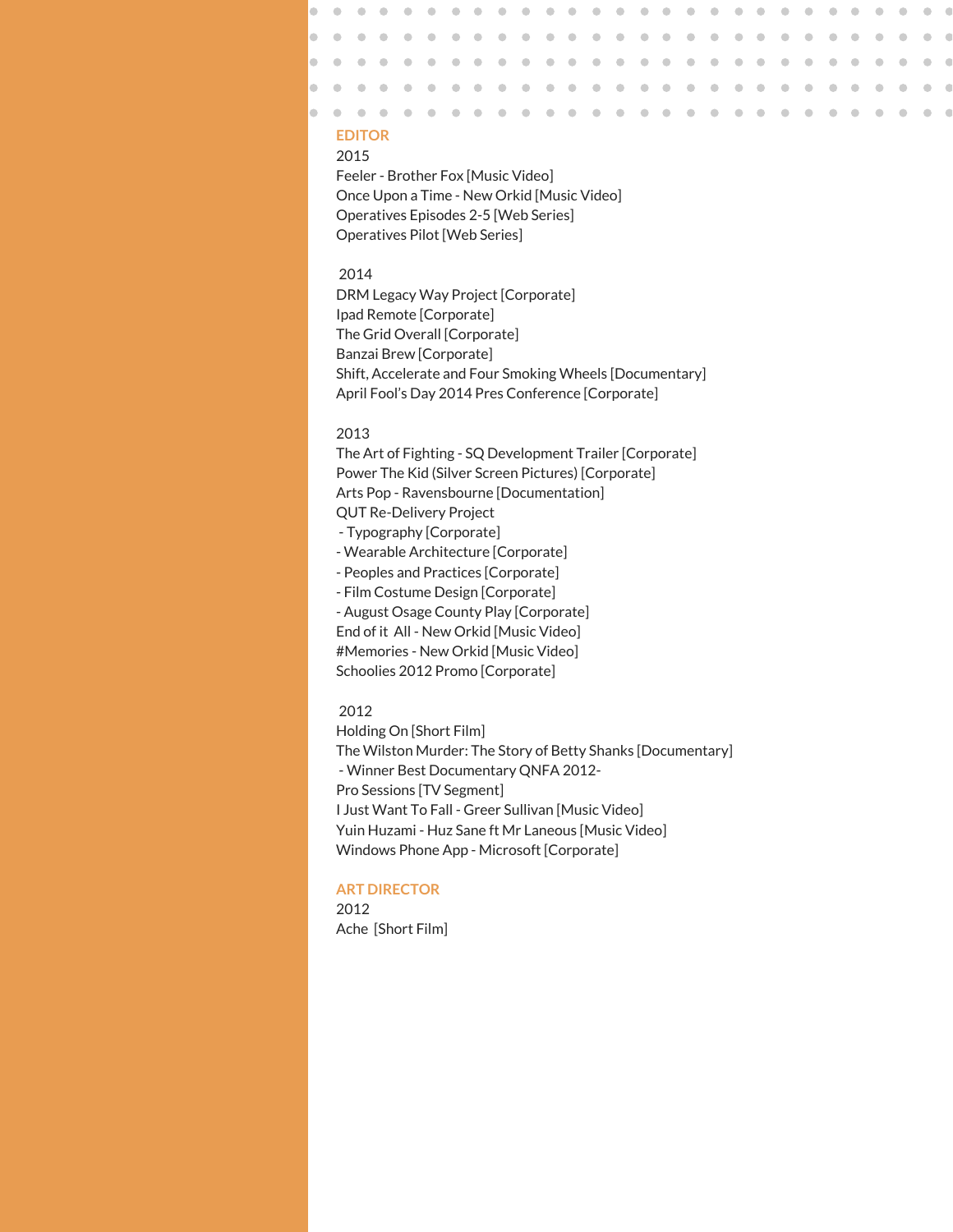## EDITOR

2015

Feeler - Brother Fox [Music Video]
Once Upon a Time - New Orkid [Music Video]
Operatives Episodes 2-5 [Web Series]
Operatives Pilot [Web Series]

2014

DRM Legacy Way Project [Corporate]
Ipad Remote [Corporate]
The Grid Overall [Corporate]
Banzai Brew [Corporate]
Shift, Accelerate and Four Smoking Wheels [Documentary]
April Fool's Day 2014 Pres Conference [Corporate]

2013

The Art of Fighting - SQ Development Trailer [Corporate]
Power The Kid (Silver Screen Pictures) [Corporate]
Arts Pop - Ravensbourne [Documentation]
QUT Re-Delivery Project
- Typography [Corporate]
- Wearable Architecture [Corporate]
- Peoples and Practices [Corporate]
- Film Costume Design [Corporate]
- August Osage County Play [Corporate]
End of it All - New Orkid [Music Video]
#Memories - New Orkid [Music Video]
Schoolies 2012 Promo [Corporate]

2012

Holding On [Short Film]
The Wilston Murder: The Story of Betty Shanks [Documentary]
- Winner Best Documentary QNFA 2012-
Pro Sessions [TV Segment]
I Just Want To Fall - Greer Sullivan [Music Video]
Yuin Huzami - Huz Sane ft Mr Laneous [Music Video]
Windows Phone App - Microsoft [Corporate]

## ART DIRECTOR

2012

Ache [Short Film]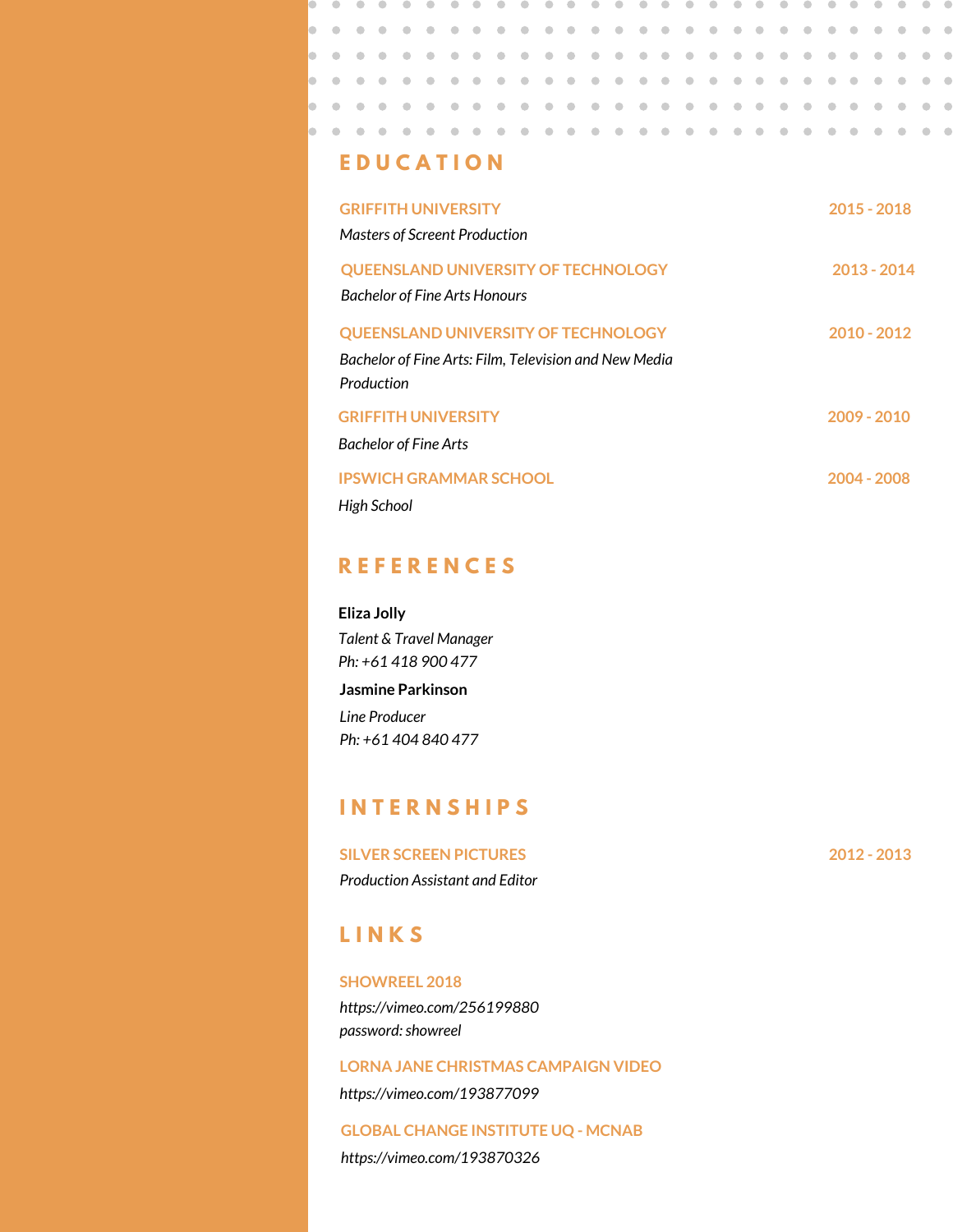## EDUCATION

**GRIFFITH UNIVERSITY** 2015 - 2018

*Masters of Screent Production*

**QUEENSLAND UNIVERSITY OF TECHNOLOGY** 2013 - 2014

*Bachelor of Fine Arts Honours*

**QUEENSLAND UNIVERSITY OF TECHNOLOGY** 2010 - 2012

*Bachelor of Fine Arts: Film, Television and New Media Production*

**GRIFFITH UNIVERSITY** 2009 - 2010

*Bachelor of Fine Arts*

**IPSWICH GRAMMAR SCHOOL** 2004 - 2008

*High School*

## REFERENCES

**Eliza Jolly**
*Talent & Travel Manager*
*Ph: +61 418 900 477*

**Jasmine Parkinson**
*Line Producer*
*Ph: +61 404 840 477*

## INTERNSHIPS

**SILVER SCREEN PICTURES** 2012 - 2013

*Production Assistant and Editor*

## LINKS

**SHOWREEL 2018**
*https://vimeo.com/256199880*
*password: showreel*

**LORNA JANE CHRISTMAS CAMPAIGN VIDEO**
*https://vimeo.com/193877099*

**GLOBAL CHANGE INSTITUTE UQ - MCNAB**
*https://vimeo.com/193870326*